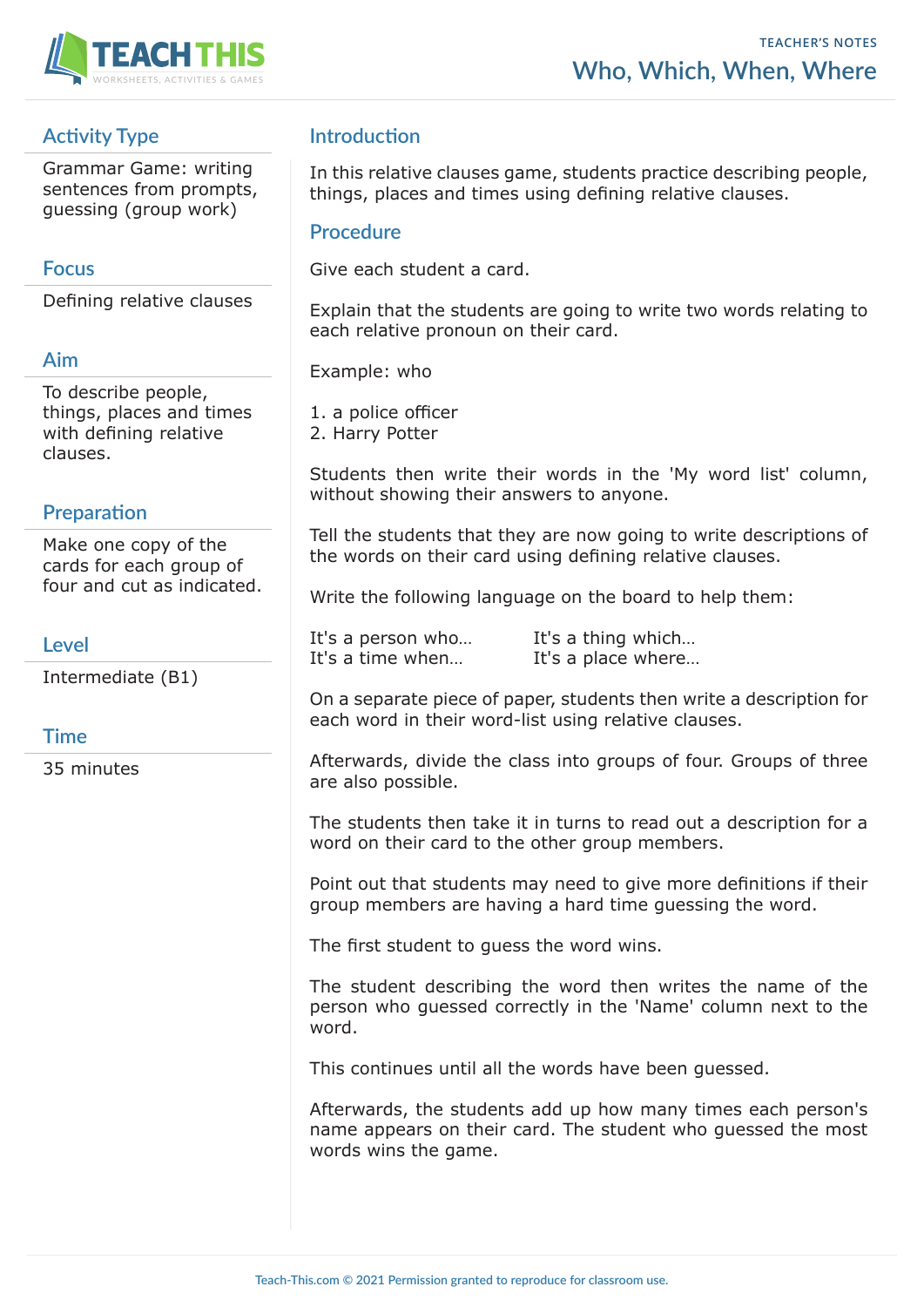# Who, Which, When, Where

TEACHER'S NOTES

## Activity Type

Grammar Game: writing sentences from prompts, guessing (group work)

## Focus

Defining relative clauses

## Aim

To describe people, things, places and times with defining relative clauses.

## Preparation

Make one copy of the cards for each group of four and cut as indicated.

## Level

Intermediate (B1)

## Time

35 minutes

## Introduction

In this relative clauses game, students practice describing people, things, places and times using defining relative clauses.

## Procedure

Give each student a card.

Explain that the students are going to write two words relating to each relative pronoun on their card.

Example: who

1. a police officer
2. Harry Potter

Students then write their words in the 'My word list' column, without showing their answers to anyone.

Tell the students that they are now going to write descriptions of the words on their card using defining relative clauses.

Write the following language on the board to help them:

It's a person who…
It's a thing which…
It's a time when…
It's a place where…

On a separate piece of paper, students then write a description for each word in their word-list using relative clauses.

Afterwards, divide the class into groups of four. Groups of three are also possible.

The students then take it in turns to read out a description for a word on their card to the other group members.

Point out that students may need to give more definitions if their group members are having a hard time guessing the word.

The first student to guess the word wins.

The student describing the word then writes the name of the person who guessed correctly in the 'Name' column next to the word.

This continues until all the words have been guessed.

Afterwards, the students add up how many times each person's name appears on their card. The student who guessed the most words wins the game.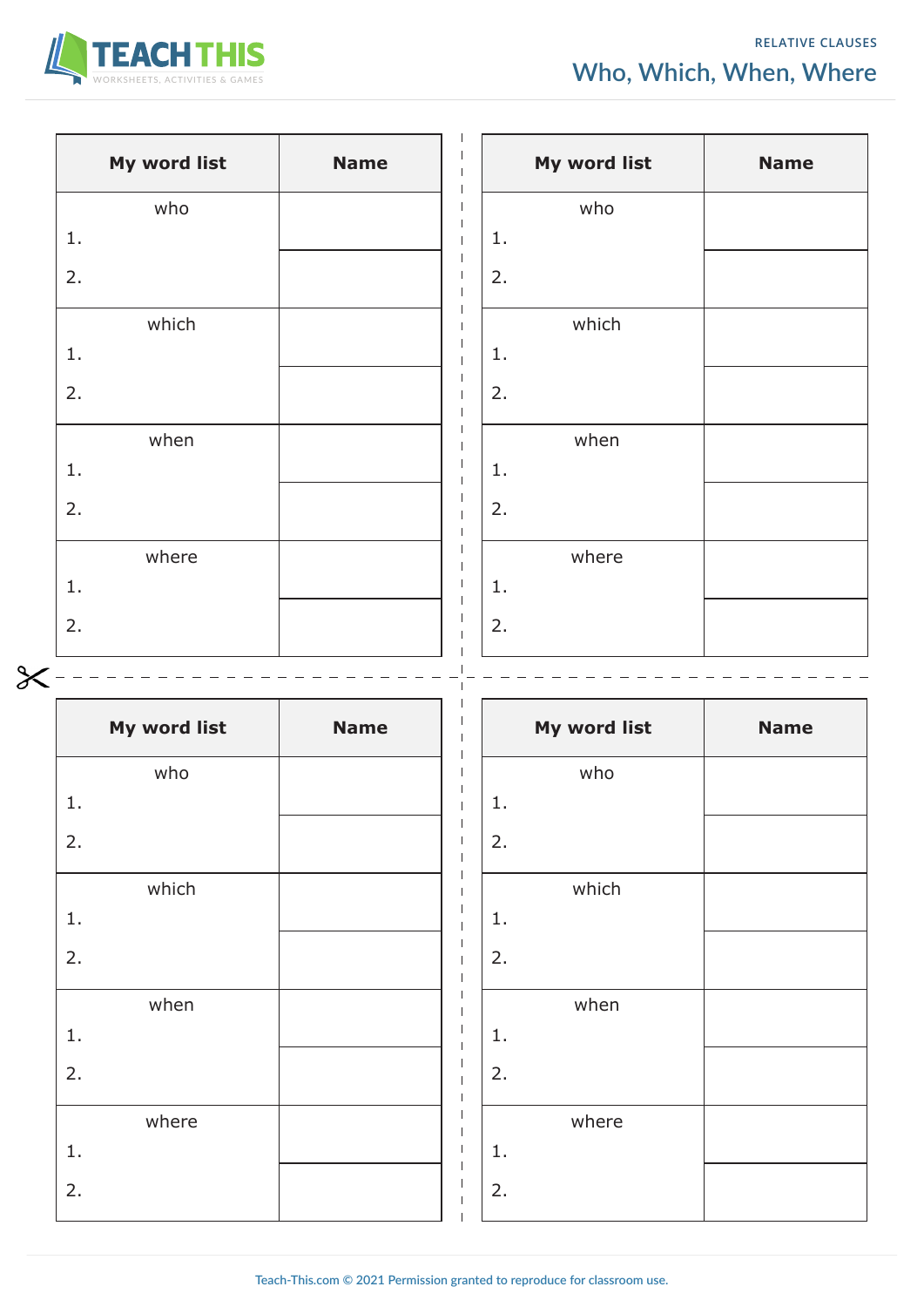RELATIVE CLAUSES

# Who, Which, When, Where

| My word list | Name |
|---|---|
| who | |
| 1. | |
| 2. | |
| which | |
| 1. | |
| 2. | |
| when | |
| 1. | |
| 2. | |
| where | |
| 1. | |
| 2. | |

| My word list | Name |
|---|---|
| who | |
| 1. | |
| 2. | |
| which | |
| 1. | |
| 2. | |
| when | |
| 1. | |
| 2. | |
| where | |
| 1. | |
| 2. | |

| My word list | Name |
|---|---|
| who | |
| 1. | |
| 2. | |
| which | |
| 1. | |
| 2. | |
| when | |
| 1. | |
| 2. | |
| where | |
| 1. | |
| 2. | |

| My word list | Name |
|---|---|
| who | |
| 1. | |
| 2. | |
| which | |
| 1. | |
| 2. | |
| when | |
| 1. | |
| 2. | |
| where | |
| 1. | |
| 2. | |